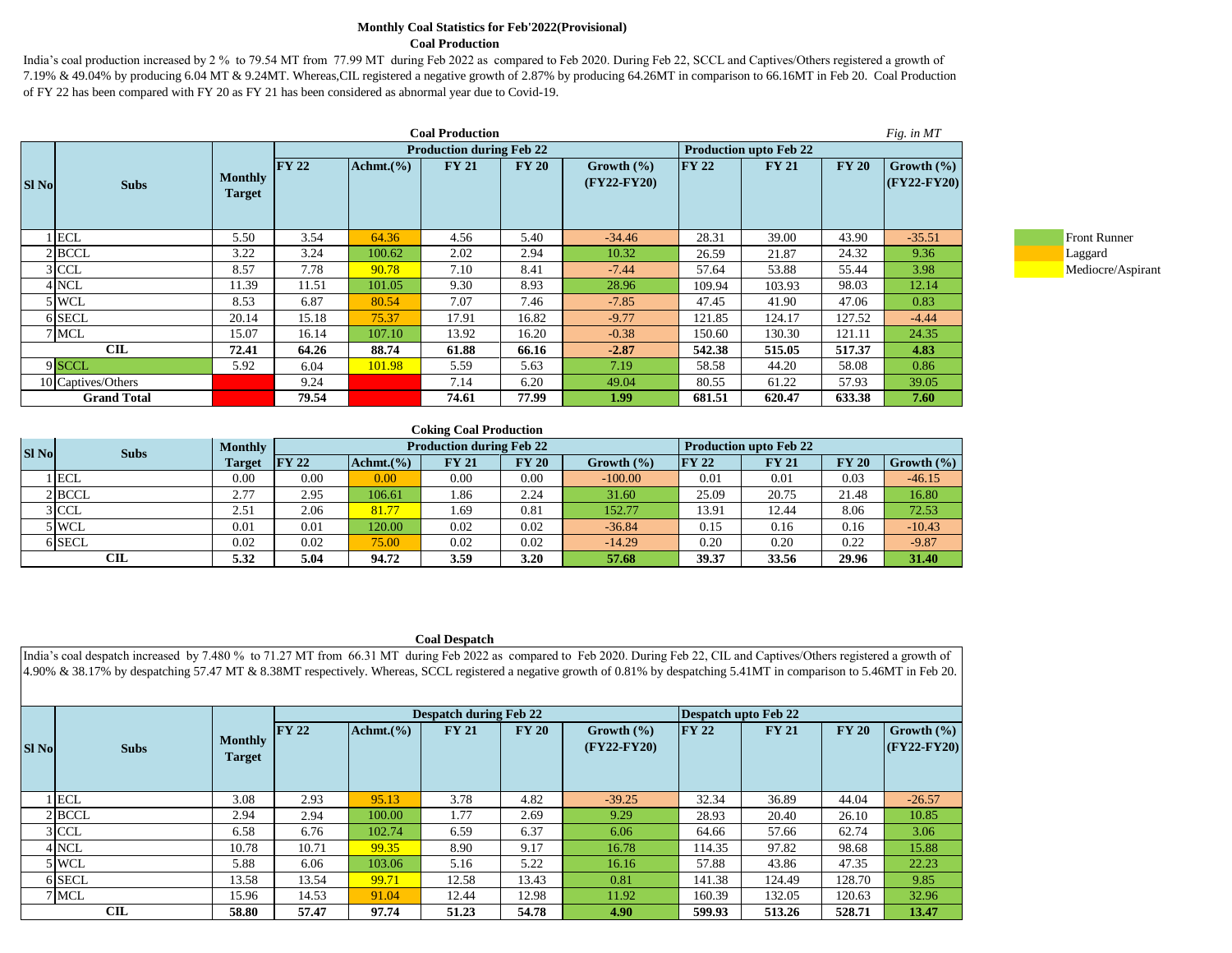# Monthly Coal Statistics for Feb'2022(Provisional)

## Coal Production

India's coal production increased by 2 % to 79.54 MT from 77.99 MT during Feb 2022 as compared to Feb 2020. During Feb 22, SCCL and Captives/Others registered a growth of 7.19% & 49.04% by producing 6.04 MT & 9.24MT. Whereas, CIL registered a negative growth of 2.87% by producing 64.26MT in comparison to 66.16MT in Feb 20. Coal Production of FY 22 has been compared with FY 20 as FY 21 has been considered as abnormal year due to Covid-19.

### Coal Production

*Fig. in MT*

| Sl No | Subs | Monthly Target | Production during Feb 22 | | | | | Production upto Feb 22 | | | |
|---|---|---|---|---|---|---|---|---|---|---|---|
| | | | FY 22 | Achmt.(%) | FY 21 | FY 20 | Growth (%) (FY22-FY20) | FY 22 | FY 21 | FY 20 | Growth (%) (FY22-FY20) |
| 1 | ECL | 5.50 | 3.54 | 64.36 | 4.56 | 5.40 | -34.46 | 28.31 | 39.00 | 43.90 | -35.51 |
| 2 | BCCL | 3.22 | 3.24 | 100.62 | 2.02 | 2.94 | 10.32 | 26.59 | 21.87 | 24.32 | 9.36 |
| 3 | CCL | 8.57 | 7.78 | 90.78 | 7.10 | 8.41 | -7.44 | 57.64 | 53.88 | 55.44 | 3.98 |
| 4 | NCL | 11.39 | 11.51 | 101.05 | 9.30 | 8.93 | 28.96 | 109.94 | 103.93 | 98.03 | 12.14 |
| 5 | WCL | 8.53 | 6.87 | 80.54 | 7.07 | 7.46 | -7.85 | 47.45 | 41.90 | 47.06 | 0.83 |
| 6 | SECL | 20.14 | 15.18 | 75.37 | 17.91 | 16.82 | -9.77 | 121.85 | 124.17 | 127.52 | -4.44 |
| 7 | MCL | 15.07 | 16.14 | 107.10 | 13.92 | 16.20 | -0.38 | 150.60 | 130.30 | 121.11 | 24.35 |
| **CIL** | | **72.41** | **64.26** | **88.74** | **61.88** | **66.16** | **-2.87** | **542.38** | **515.05** | **517.37** | **4.83** |
| 9 | SCCL | 5.92 | 6.04 | 101.98 | 5.59 | 5.63 | 7.19 | 58.58 | 44.20 | 58.08 | 0.86 |
| 10 | Captives/Others | | 9.24 | | 7.14 | 6.20 | 49.04 | 80.55 | 61.22 | 57.93 | 39.05 |
| **Grand Total** | | | **79.54** | | **74.61** | **77.99** | **1.99** | **681.51** | **620.47** | **633.38** | **7.60** |

Legend: Front Runner (green), Laggard (orange), Mediocre/Aspirant (yellow)

### Coking Coal Production

| Sl No | Subs | Monthly Target | Production during Feb 22 | | | | | Production upto Feb 22 | | | |
|---|---|---|---|---|---|---|---|---|---|---|---|
| | | | FY 22 | Achmt.(%) | FY 21 | FY 20 | Growth (%) | FY 22 | FY 21 | FY 20 | Growth (%) |
| 1 | ECL | 0.00 | 0.00 | 0.00 | 0.00 | 0.00 | -100.00 | 0.01 | 0.01 | 0.03 | -46.15 |
| 2 | BCCL | 2.77 | 2.95 | 106.61 | 1.86 | 2.24 | 31.60 | 25.09 | 20.75 | 21.48 | 16.80 |
| 3 | CCL | 2.51 | 2.06 | 81.77 | 1.69 | 0.81 | 152.77 | 13.91 | 12.44 | 8.06 | 72.53 |
| 5 | WCL | 0.01 | 0.01 | 120.00 | 0.02 | 0.02 | -36.84 | 0.15 | 0.16 | 0.16 | -10.43 |
| 6 | SECL | 0.02 | 0.02 | 75.00 | 0.02 | 0.02 | -14.29 | 0.20 | 0.20 | 0.22 | -9.87 |
| **CIL** | | **5.32** | **5.04** | **94.72** | **3.59** | **3.20** | **57.68** | **39.37** | **33.56** | **29.96** | **31.40** |

## Coal Despatch

India's coal despatch increased by 7.480 % to 71.27 MT from 66.31 MT during Feb 2022 as compared to Feb 2020. During Feb 22, CIL and Captives/Others registered a growth of 4.90% & 38.17% by despatching 57.47 MT & 8.38MT respectively. Whereas, SCCL registered a negative growth of 0.81% by despatching 5.41MT in comparison to 5.46MT in Feb 20.

| Sl No | Subs | Monthly Target | Despatch during Feb 22 | | | | | Despatch upto Feb 22 | | | |
|---|---|---|---|---|---|---|---|---|---|---|---|
| | | | FY 22 | Achmt.(%) | FY 21 | FY 20 | Growth (%) (FY22-FY20) | FY 22 | FY 21 | FY 20 | Growth (%) (FY22-FY20) |
| 1 | ECL | 3.08 | 2.93 | 95.13 | 3.78 | 4.82 | -39.25 | 32.34 | 36.89 | 44.04 | -26.57 |
| 2 | BCCL | 2.94 | 2.94 | 100.00 | 1.77 | 2.69 | 9.29 | 28.93 | 20.40 | 26.10 | 10.85 |
| 3 | CCL | 6.58 | 6.76 | 102.74 | 6.59 | 6.37 | 6.06 | 64.66 | 57.66 | 62.74 | 3.06 |
| 4 | NCL | 10.78 | 10.71 | 99.35 | 8.90 | 9.17 | 16.78 | 114.35 | 97.82 | 98.68 | 15.88 |
| 5 | WCL | 5.88 | 6.06 | 103.06 | 5.16 | 5.22 | 16.16 | 57.88 | 43.86 | 47.35 | 22.23 |
| 6 | SECL | 13.58 | 13.54 | 99.71 | 12.58 | 13.43 | 0.81 | 141.38 | 124.49 | 128.70 | 9.85 |
| 7 | MCL | 15.96 | 14.53 | 91.04 | 12.44 | 12.98 | 11.92 | 160.39 | 132.05 | 120.63 | 32.96 |
| **CIL** | | **58.80** | **57.47** | **97.74** | **51.23** | **54.78** | **4.90** | **599.93** | **513.26** | **528.71** | **13.47** |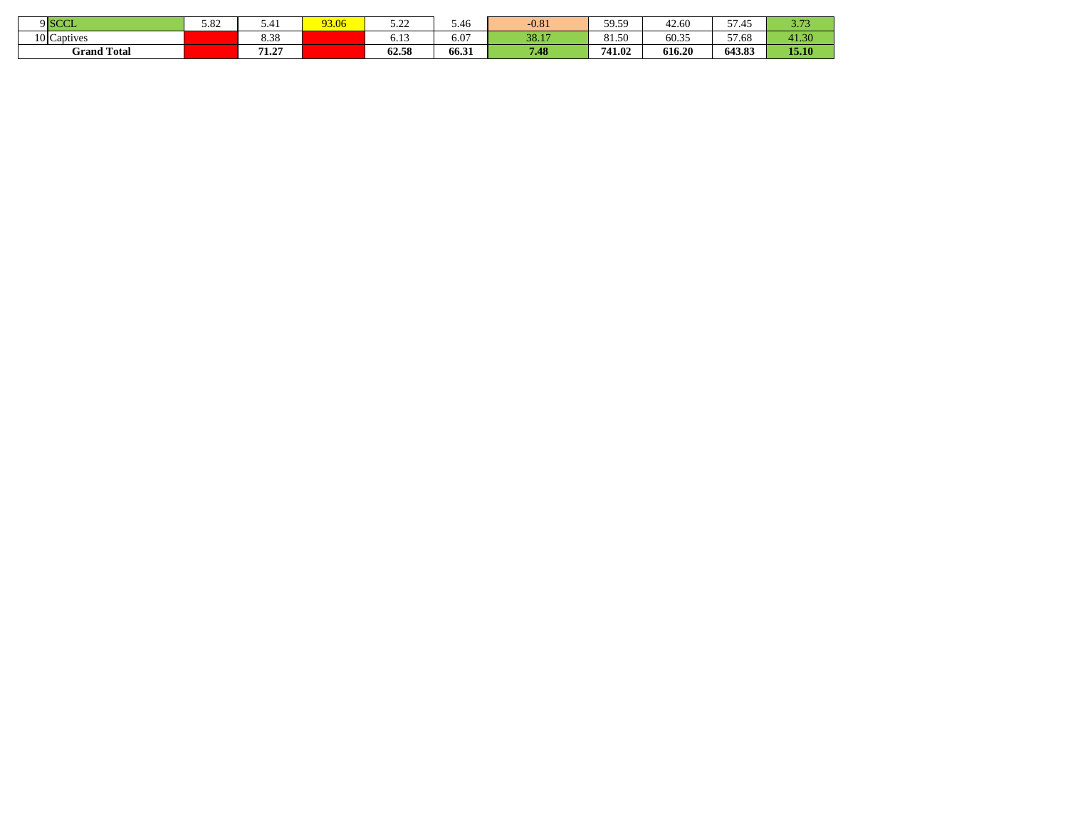| | | | | | | | | | | | |
|---|---|---|---|---|---|---|---|---|---|---|---|
| 9 | SCCL | 5.82 | 5.41 | 93.06 | 5.22 | 5.46 | -0.81 | 59.59 | 42.60 | 57.45 | 3.73 |
| 10 | Captives | | 8.38 | | 6.13 | 6.07 | 38.17 | 81.50 | 60.35 | 57.68 | 41.30 |
| **Grand Total** | | | **71.27** | | **62.58** | **66.31** | **7.48** | **741.02** | **616.20** | **643.83** | **15.10** |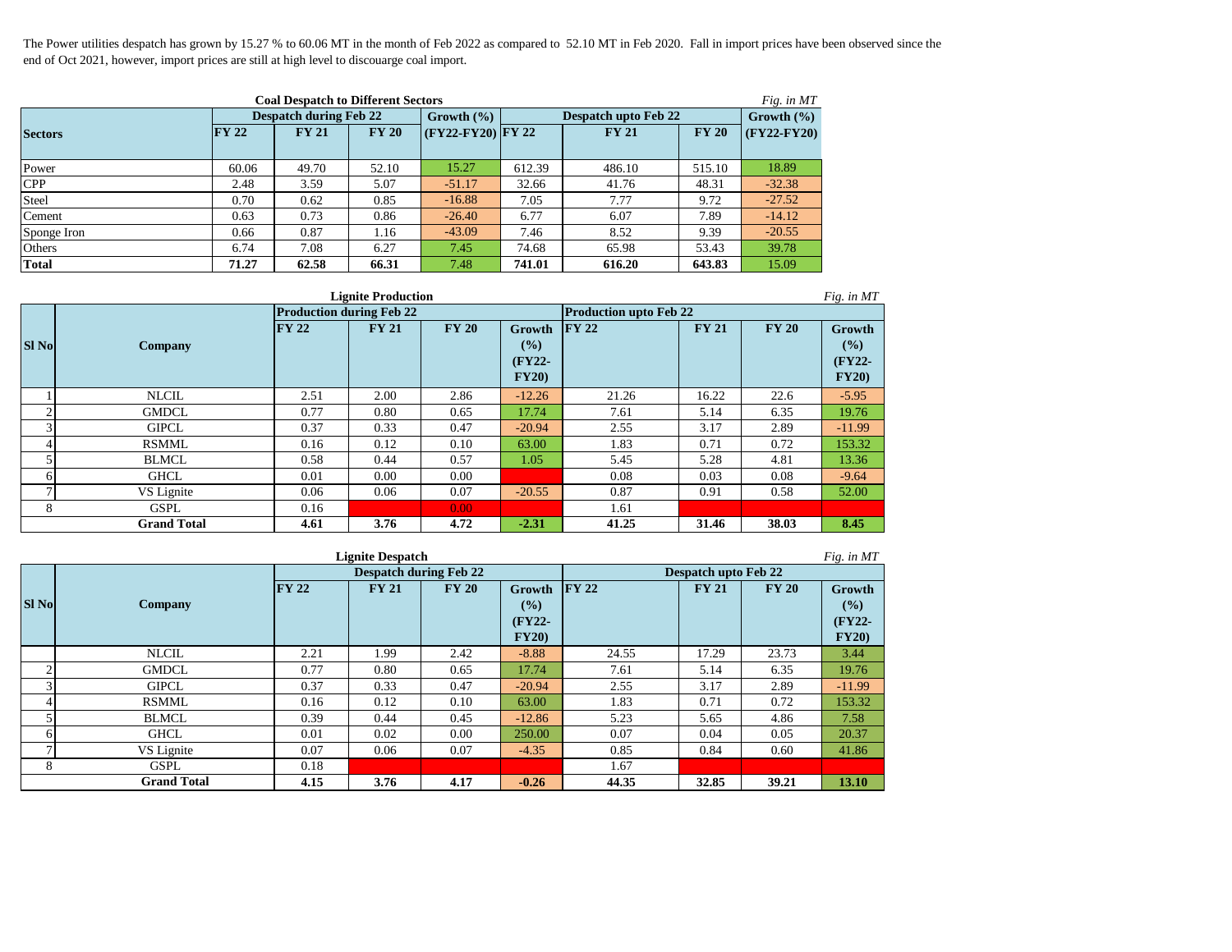The Power utilities despatch has grown by 15.27 % to 60.06 MT in the month of Feb 2022 as compared to 52.10 MT in Feb 2020. Fall in import prices have been observed since the end of Oct 2021, however, import prices are still at high level to discouarge coal import.

**Coal Despatch to Different Sectors** *Fig. in MT*

| Sectors | Despatch during Feb 22 | | | Growth (%) | Despatch upto Feb 22 | | | Growth (%) |
|---|---|---|---|---|---|---|---|---|
| | FY 22 | FY 21 | FY 20 | (FY22-FY20) | FY 22 | FY 21 | FY 20 | (FY22-FY20) |
| Power | 60.06 | 49.70 | 52.10 | 15.27 | 612.39 | 486.10 | 515.10 | 18.89 |
| CPP | 2.48 | 3.59 | 5.07 | -51.17 | 32.66 | 41.76 | 48.31 | -32.38 |
| Steel | 0.70 | 0.62 | 0.85 | -16.88 | 7.05 | 7.77 | 9.72 | -27.52 |
| Cement | 0.63 | 0.73 | 0.86 | -26.40 | 6.77 | 6.07 | 7.89 | -14.12 |
| Sponge Iron | 0.66 | 0.87 | 1.16 | -43.09 | 7.46 | 8.52 | 9.39 | -20.55 |
| Others | 6.74 | 7.08 | 6.27 | 7.45 | 74.68 | 65.98 | 53.43 | 39.78 |
| **Total** | **71.27** | **62.58** | **66.31** | 7.48 | **741.01** | **616.20** | **643.83** | 15.09 |

**Lignite Production** *Fig. in MT*

| Sl No | Company | Production during Feb 22 | | | | Production upto Feb 22 | | | |
|---|---|---|---|---|---|---|---|---|---|
| | | FY 22 | FY 21 | FY 20 | Growth (%) (FY22-FY20) | FY 22 | FY 21 | FY 20 | Growth (%) (FY22-FY20) |
| 1 | NLCIL | 2.51 | 2.00 | 2.86 | -12.26 | 21.26 | 16.22 | 22.6 | -5.95 |
| 2 | GMDCL | 0.77 | 0.80 | 0.65 | 17.74 | 7.61 | 5.14 | 6.35 | 19.76 |
| 3 | GIPCL | 0.37 | 0.33 | 0.47 | -20.94 | 2.55 | 3.17 | 2.89 | -11.99 |
| 4 | RSMML | 0.16 | 0.12 | 0.10 | 63.00 | 1.83 | 0.71 | 0.72 | 153.32 |
| 5 | BLMCL | 0.58 | 0.44 | 0.57 | 1.05 | 5.45 | 5.28 | 4.81 | 13.36 |
| 6 | GHCL | 0.01 | 0.00 | 0.00 | | 0.08 | 0.03 | 0.08 | -9.64 |
| 7 | VS Lignite | 0.06 | 0.06 | 0.07 | -20.55 | 0.87 | 0.91 | 0.58 | 52.00 |
| 8 | GSPL | 0.16 | | 0.00 | | 1.61 | | | |
| | **Grand Total** | **4.61** | **3.76** | **4.72** | **-2.31** | **41.25** | **31.46** | **38.03** | **8.45** |

**Lignite Despatch** *Fig. in MT*

| Sl No | Company | Despatch during Feb 22 | | | | Despatch upto Feb 22 | | | |
|---|---|---|---|---|---|---|---|---|---|
| | | FY 22 | FY 21 | FY 20 | Growth (%) (FY22-FY20) | FY 22 | FY 21 | FY 20 | Growth (%) (FY22-FY20) |
| | NLCIL | 2.21 | 1.99 | 2.42 | -8.88 | 24.55 | 17.29 | 23.73 | 3.44 |
| 2 | GMDCL | 0.77 | 0.80 | 0.65 | 17.74 | 7.61 | 5.14 | 6.35 | 19.76 |
| 3 | GIPCL | 0.37 | 0.33 | 0.47 | -20.94 | 2.55 | 3.17 | 2.89 | -11.99 |
| 4 | RSMML | 0.16 | 0.12 | 0.10 | 63.00 | 1.83 | 0.71 | 0.72 | 153.32 |
| 5 | BLMCL | 0.39 | 0.44 | 0.45 | -12.86 | 5.23 | 5.65 | 4.86 | 7.58 |
| 6 | GHCL | 0.01 | 0.02 | 0.00 | 250.00 | 0.07 | 0.04 | 0.05 | 20.37 |
| 7 | VS Lignite | 0.07 | 0.06 | 0.07 | -4.35 | 0.85 | 0.84 | 0.60 | 41.86 |
| 8 | GSPL | 0.18 | | | | 1.67 | | | |
| | **Grand Total** | **4.15** | **3.76** | **4.17** | **-0.26** | **44.35** | **32.85** | **39.21** | **13.10** |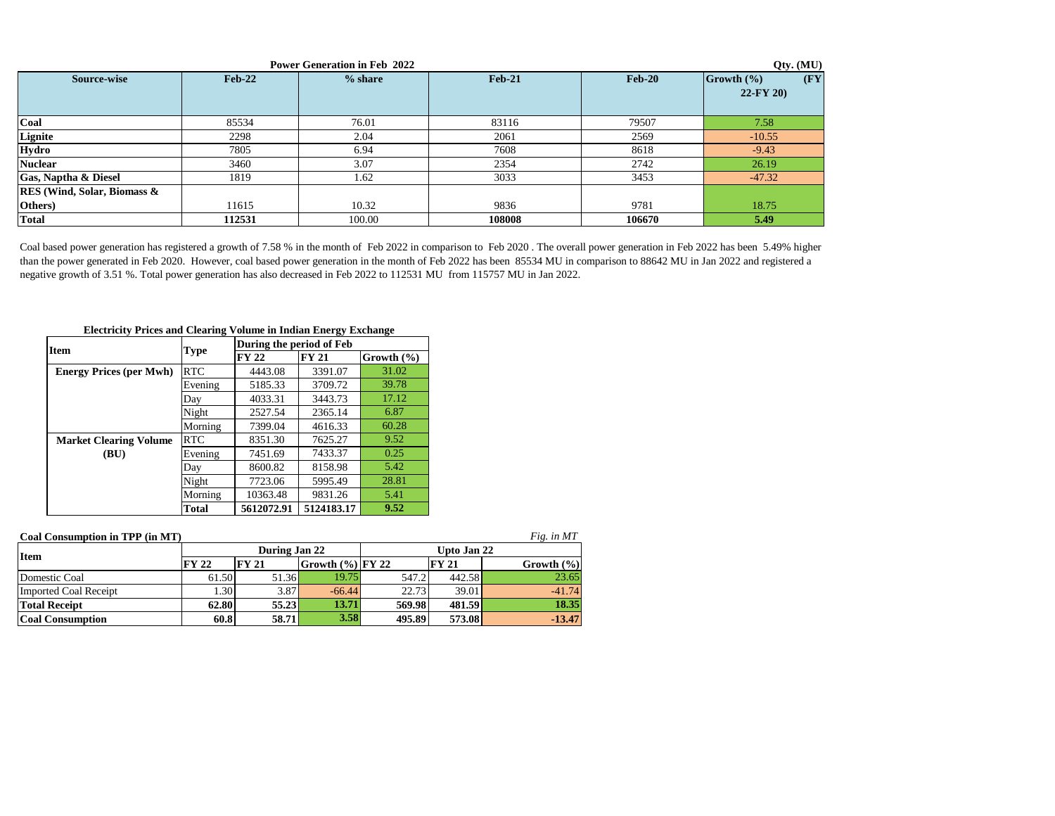**Power Generation in Feb 2022** — Qty. (MU)

| Source-wise | Feb-22 | % share | Feb-21 | Feb-20 | Growth (%) (FY 22-FY 20) |
|---|---|---|---|---|---|
| Coal | 85534 | 76.01 | 83116 | 79507 | 7.58 |
| Lignite | 2298 | 2.04 | 2061 | 2569 | -10.55 |
| Hydro | 7805 | 6.94 | 7608 | 8618 | -9.43 |
| Nuclear | 3460 | 3.07 | 2354 | 2742 | 26.19 |
| Gas, Naptha & Diesel | 1819 | 1.62 | 3033 | 3453 | -47.32 |
| RES (Wind, Solar, Biomass & Others) | 11615 | 10.32 | 9836 | 9781 | 18.75 |
| **Total** | **112531** | 100.00 | **108008** | **106670** | **5.49** |

Coal based power generation has registered a growth of 7.58 % in the month of Feb 2022 in comparison to Feb 2020 . The overall power generation in Feb 2022 has been 5.49% higher than the power generated in Feb 2020. However, coal based power generation in the month of Feb 2022 has been 85534 MU in comparison to 88642 MU in Jan 2022 and registered a negative growth of 3.51 %. Total power generation has also decreased in Feb 2022 to 112531 MU from 115757 MU in Jan 2022.

**Electricity Prices and Clearing Volume in Indian Energy Exchange**

| Item | Type | During the period of Feb | | |
|---|---|---|---|---|
| | | FY 22 | FY 21 | Growth (%) |
| **Energy Prices (per Mwh)** | RTC | 4443.08 | 3391.07 | 31.02 |
| | Evening | 5185.33 | 3709.72 | 39.78 |
| | Day | 4033.31 | 3443.73 | 17.12 |
| | Night | 2527.54 | 2365.14 | 6.87 |
| | Morning | 7399.04 | 4616.33 | 60.28 |
| **Market Clearing Volume (BU)** | RTC | 8351.30 | 7625.27 | 9.52 |
| | Evening | 7451.69 | 7433.37 | 0.25 |
| | Day | 8600.82 | 8158.98 | 5.42 |
| | Night | 7723.06 | 5995.49 | 28.81 |
| | Morning | 10363.48 | 9831.26 | 5.41 |
| | **Total** | **5612072.91** | **5124183.17** | **9.52** |

**Coal Consumption in TPP (in MT)** — *Fig. in MT*

| Item | During Jan 22 | | | Upto Jan 22 | | |
|---|---|---|---|---|---|---|
| | FY 22 | FY 21 | Growth (%) | FY 22 | FY 21 | Growth (%) |
| Domestic Coal | 61.50 | 51.36 | 19.75 | 547.2 | 442.58 | 23.65 |
| Imported Coal Receipt | 1.30 | 3.87 | -66.44 | 22.73 | 39.01 | -41.74 |
| **Total Receipt** | **62.80** | **55.23** | **13.71** | **569.98** | **481.59** | **18.35** |
| **Coal Consumption** | **60.8** | **58.71** | **3.58** | **495.89** | **573.08** | **-13.47** |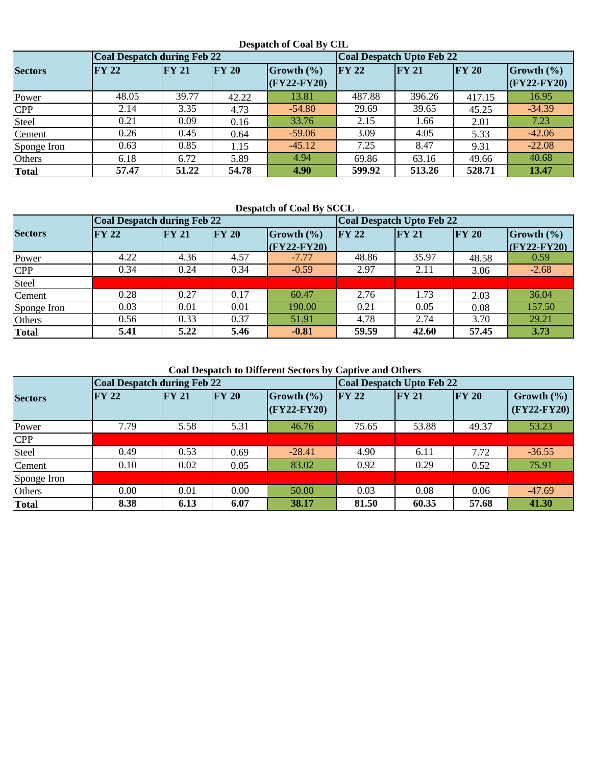### Despatch of Coal By CIL

| Sectors | Coal Despatch during Feb 22 | | | | Coal Despatch Upto Feb 22 | | | |
|---|---|---|---|---|---|---|---|---|
| | FY 22 | FY 21 | FY 20 | Growth (%) (FY22-FY20) | FY 22 | FY 21 | FY 20 | Growth (%) (FY22-FY20) |
| Power | 48.05 | 39.77 | 42.22 | 13.81 | 487.88 | 396.26 | 417.15 | 16.95 |
| CPP | 2.14 | 3.35 | 4.73 | -54.80 | 29.69 | 39.65 | 45.25 | -34.39 |
| Steel | 0.21 | 0.09 | 0.16 | 33.76 | 2.15 | 1.66 | 2.01 | 7.23 |
| Cement | 0.26 | 0.45 | 0.64 | -59.06 | 3.09 | 4.05 | 5.33 | -42.06 |
| Sponge Iron | 0.63 | 0.85 | 1.15 | -45.12 | 7.25 | 8.47 | 9.31 | -22.08 |
| Others | 6.18 | 6.72 | 5.89 | 4.94 | 69.86 | 63.16 | 49.66 | 40.68 |
| **Total** | **57.47** | **51.22** | **54.78** | **4.90** | **599.92** | **513.26** | **528.71** | **13.47** |

### Despatch of Coal By SCCL

| Sectors | Coal Despatch during Feb 22 | | | | Coal Despatch Upto Feb 22 | | | |
|---|---|---|---|---|---|---|---|---|
| | FY 22 | FY 21 | FY 20 | Growth (%) (FY22-FY20) | FY 22 | FY 21 | FY 20 | Growth (%) (FY22-FY20) |
| Power | 4.22 | 4.36 | 4.57 | -7.77 | 48.86 | 35.97 | 48.58 | 0.59 |
| CPP | 0.34 | 0.24 | 0.34 | -0.59 | 2.97 | 2.11 | 3.06 | -2.68 |
| Steel | | | | | | | | |
| Cement | 0.28 | 0.27 | 0.17 | 60.47 | 2.76 | 1.73 | 2.03 | 36.04 |
| Sponge Iron | 0.03 | 0.01 | 0.01 | 190.00 | 0.21 | 0.05 | 0.08 | 157.50 |
| Others | 0.56 | 0.33 | 0.37 | 51.91 | 4.78 | 2.74 | 3.70 | 29.21 |
| **Total** | **5.41** | **5.22** | **5.46** | **-0.81** | **59.59** | **42.60** | **57.45** | **3.73** |

### Coal Despatch to Different Sectors by Captive and Others

| Sectors | Coal Despatch during Feb 22 | | | | Coal Despatch Upto Feb 22 | | | |
|---|---|---|---|---|---|---|---|---|
| | FY 22 | FY 21 | FY 20 | Growth (%) (FY22-FY20) | FY 22 | FY 21 | FY 20 | Growth (%) (FY22-FY20) |
| Power | 7.79 | 5.58 | 5.31 | 46.76 | 75.65 | 53.88 | 49.37 | 53.23 |
| CPP | | | | | | | | |
| Steel | 0.49 | 0.53 | 0.69 | -28.41 | 4.90 | 6.11 | 7.72 | -36.55 |
| Cement | 0.10 | 0.02 | 0.05 | 83.02 | 0.92 | 0.29 | 0.52 | 75.91 |
| Sponge Iron | | | | | | | | |
| Others | 0.00 | 0.01 | 0.00 | 50.00 | 0.03 | 0.08 | 0.06 | -47.69 |
| **Total** | **8.38** | **6.13** | **6.07** | **38.17** | **81.50** | **60.35** | **57.68** | **41.30** |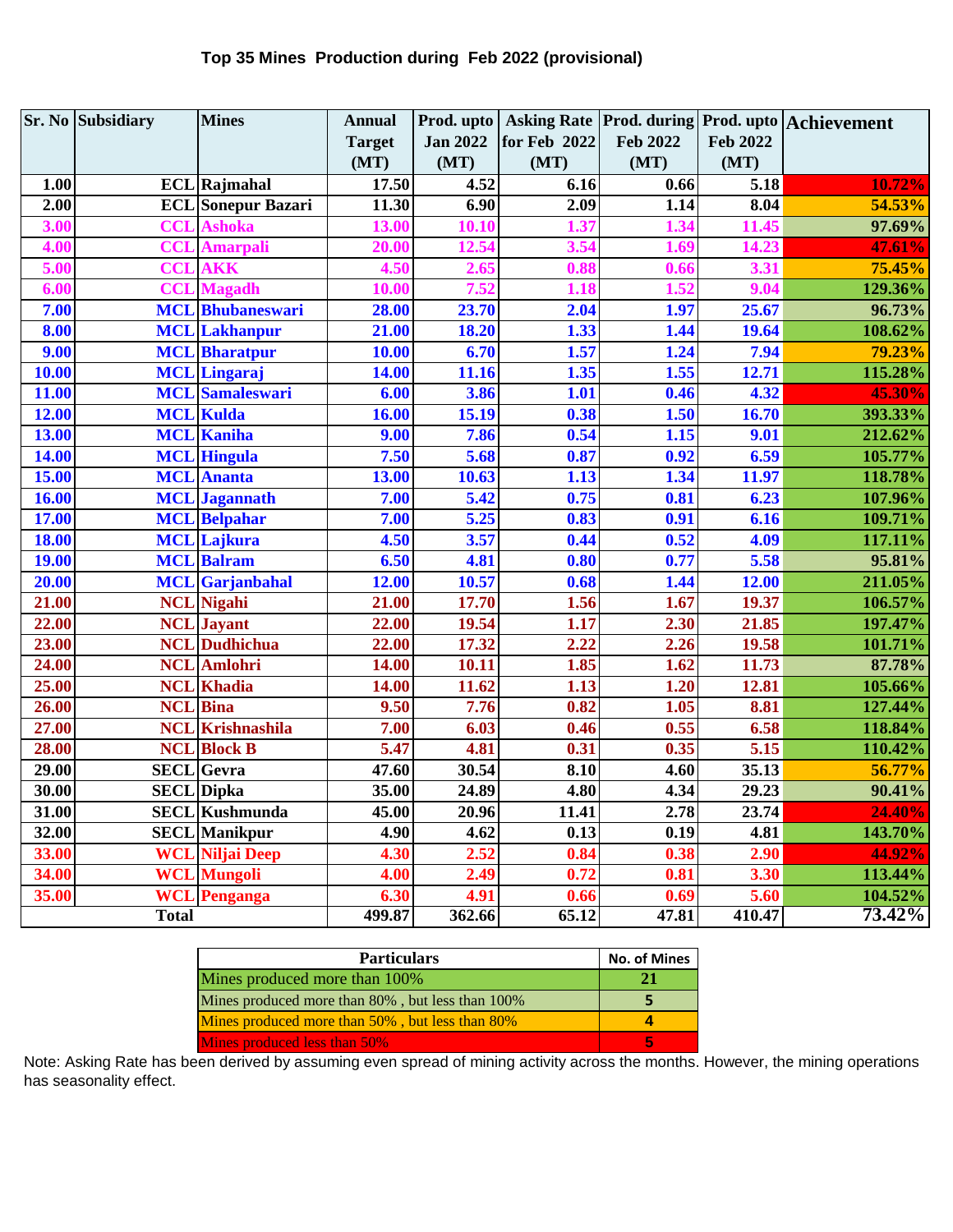## Top 35 Mines Production during Feb 2022 (provisional)

| Sr. No | Subsidiary | Mines | Annual Target (MT) | Prod. upto Jan 2022 (MT) | Asking Rate for Feb 2022 (MT) | Prod. during Feb 2022 (MT) | Prod. upto Feb 2022 (MT) | Achievement |
|---|---|---|---|---|---|---|---|---|
| 1.00 | ECL | Rajmahal | 17.50 | 4.52 | 6.16 | 0.66 | 5.18 | 10.72% |
| 2.00 | ECL | Sonepur Bazari | 11.30 | 6.90 | 2.09 | 1.14 | 8.04 | 54.53% |
| 3.00 | CCL | Ashoka | 13.00 | 10.10 | 1.37 | 1.34 | 11.45 | 97.69% |
| 4.00 | CCL | Amarpali | 20.00 | 12.54 | 3.54 | 1.69 | 14.23 | 47.61% |
| 5.00 | CCL | AKK | 4.50 | 2.65 | 0.88 | 0.66 | 3.31 | 75.45% |
| 6.00 | CCL | Magadh | 10.00 | 7.52 | 1.18 | 1.52 | 9.04 | 129.36% |
| 7.00 | MCL | Bhubaneswari | 28.00 | 23.70 | 2.04 | 1.97 | 25.67 | 96.73% |
| 8.00 | MCL | Lakhanpur | 21.00 | 18.20 | 1.33 | 1.44 | 19.64 | 108.62% |
| 9.00 | MCL | Bharatpur | 10.00 | 6.70 | 1.57 | 1.24 | 7.94 | 79.23% |
| 10.00 | MCL | Lingaraj | 14.00 | 11.16 | 1.35 | 1.55 | 12.71 | 115.28% |
| 11.00 | MCL | Samaleswari | 6.00 | 3.86 | 1.01 | 0.46 | 4.32 | 45.30% |
| 12.00 | MCL | Kulda | 16.00 | 15.19 | 0.38 | 1.50 | 16.70 | 393.33% |
| 13.00 | MCL | Kaniha | 9.00 | 7.86 | 0.54 | 1.15 | 9.01 | 212.62% |
| 14.00 | MCL | Hingula | 7.50 | 5.68 | 0.87 | 0.92 | 6.59 | 105.77% |
| 15.00 | MCL | Ananta | 13.00 | 10.63 | 1.13 | 1.34 | 11.97 | 118.78% |
| 16.00 | MCL | Jagannath | 7.00 | 5.42 | 0.75 | 0.81 | 6.23 | 107.96% |
| 17.00 | MCL | Belpahar | 7.00 | 5.25 | 0.83 | 0.91 | 6.16 | 109.71% |
| 18.00 | MCL | Lajkura | 4.50 | 3.57 | 0.44 | 0.52 | 4.09 | 117.11% |
| 19.00 | MCL | Balram | 6.50 | 4.81 | 0.80 | 0.77 | 5.58 | 95.81% |
| 20.00 | MCL | Garjanbahal | 12.00 | 10.57 | 0.68 | 1.44 | 12.00 | 211.05% |
| 21.00 | NCL | Nigahi | 21.00 | 17.70 | 1.56 | 1.67 | 19.37 | 106.57% |
| 22.00 | NCL | Jayant | 22.00 | 19.54 | 1.17 | 2.30 | 21.85 | 197.47% |
| 23.00 | NCL | Dudhichua | 22.00 | 17.32 | 2.22 | 2.26 | 19.58 | 101.71% |
| 24.00 | NCL | Amlohri | 14.00 | 10.11 | 1.85 | 1.62 | 11.73 | 87.78% |
| 25.00 | NCL | Khadia | 14.00 | 11.62 | 1.13 | 1.20 | 12.81 | 105.66% |
| 26.00 | NCL | Bina | 9.50 | 7.76 | 0.82 | 1.05 | 8.81 | 127.44% |
| 27.00 | NCL | Krishnashila | 7.00 | 6.03 | 0.46 | 0.55 | 6.58 | 118.84% |
| 28.00 | NCL | Block B | 5.47 | 4.81 | 0.31 | 0.35 | 5.15 | 110.42% |
| 29.00 | SECL | Gevra | 47.60 | 30.54 | 8.10 | 4.60 | 35.13 | 56.77% |
| 30.00 | SECL | Dipka | 35.00 | 24.89 | 4.80 | 4.34 | 29.23 | 90.41% |
| 31.00 | SECL | Kushmunda | 45.00 | 20.96 | 11.41 | 2.78 | 23.74 | 24.40% |
| 32.00 | SECL | Manikpur | 4.90 | 4.62 | 0.13 | 0.19 | 4.81 | 143.70% |
| 33.00 | WCL | Niljai Deep | 4.30 | 2.52 | 0.84 | 0.38 | 2.90 | 44.92% |
| 34.00 | WCL | Mungoli | 4.00 | 2.49 | 0.72 | 0.81 | 3.30 | 113.44% |
| 35.00 | WCL | Penganga | 6.30 | 4.91 | 0.66 | 0.69 | 5.60 | 104.52% |
| | Total | | 499.87 | 362.66 | 65.12 | 47.81 | 410.47 | 73.42% |

| Particulars | No. of Mines |
|---|---|
| Mines produced more than 100% | 21 |
| Mines produced more than 80% , but less than 100% | 5 |
| Mines produced more than 50% , but less than 80% | 4 |
| Mines produced less than 50% | 5 |

Note: Asking Rate has been derived by assuming even spread of mining activity across the months. However, the mining operations has seasonality effect.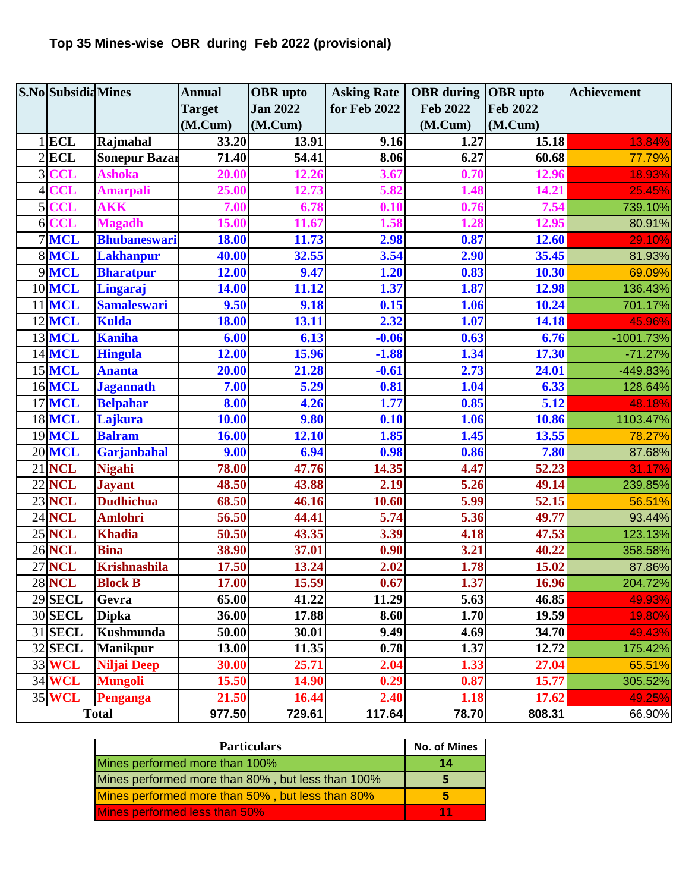## Top 35 Mines-wise OBR during Feb 2022 (provisional)

| S.No | Subsidiary | Mines | Annual Target (M.Cum) | OBR upto Jan 2022 (M.Cum) | Asking Rate for Feb 2022 | OBR during Feb 2022 (M.Cum) | OBR upto Feb 2022 (M.Cum) | Achievement |
|---|---|---|---|---|---|---|---|---|
| 1 | ECL | Rajmahal | 33.20 | 13.91 | 9.16 | 1.27 | 15.18 | 13.84% |
| 2 | ECL | Sonepur Bazar | 71.40 | 54.41 | 8.06 | 6.27 | 60.68 | 77.79% |
| 3 | CCL | Ashoka | 20.00 | 12.26 | 3.67 | 0.70 | 12.96 | 18.93% |
| 4 | CCL | Amarpali | 25.00 | 12.73 | 5.82 | 1.48 | 14.21 | 25.45% |
| 5 | CCL | AKK | 7.00 | 6.78 | 0.10 | 0.76 | 7.54 | 739.10% |
| 6 | CCL | Magadh | 15.00 | 11.67 | 1.58 | 1.28 | 12.95 | 80.91% |
| 7 | MCL | Bhubaneswari | 18.00 | 11.73 | 2.98 | 0.87 | 12.60 | 29.10% |
| 8 | MCL | Lakhanpur | 40.00 | 32.55 | 3.54 | 2.90 | 35.45 | 81.93% |
| 9 | MCL | Bharatpur | 12.00 | 9.47 | 1.20 | 0.83 | 10.30 | 69.09% |
| 10 | MCL | Lingaraj | 14.00 | 11.12 | 1.37 | 1.87 | 12.98 | 136.43% |
| 11 | MCL | Samaleswari | 9.50 | 9.18 | 0.15 | 1.06 | 10.24 | 701.17% |
| 12 | MCL | Kulda | 18.00 | 13.11 | 2.32 | 1.07 | 14.18 | 45.96% |
| 13 | MCL | Kaniha | 6.00 | 6.13 | -0.06 | 0.63 | 6.76 | -1001.73% |
| 14 | MCL | Hingula | 12.00 | 15.96 | -1.88 | 1.34 | 17.30 | -71.27% |
| 15 | MCL | Ananta | 20.00 | 21.28 | -0.61 | 2.73 | 24.01 | -449.83% |
| 16 | MCL | Jagannath | 7.00 | 5.29 | 0.81 | 1.04 | 6.33 | 128.64% |
| 17 | MCL | Belpahar | 8.00 | 4.26 | 1.77 | 0.85 | 5.12 | 48.18% |
| 18 | MCL | Lajkura | 10.00 | 9.80 | 0.10 | 1.06 | 10.86 | 1103.47% |
| 19 | MCL | Balram | 16.00 | 12.10 | 1.85 | 1.45 | 13.55 | 78.27% |
| 20 | MCL | Garjanbahal | 9.00 | 6.94 | 0.98 | 0.86 | 7.80 | 87.68% |
| 21 | NCL | Nigahi | 78.00 | 47.76 | 14.35 | 4.47 | 52.23 | 31.17% |
| 22 | NCL | Jayant | 48.50 | 43.88 | 2.19 | 5.26 | 49.14 | 239.85% |
| 23 | NCL | Dudhichua | 68.50 | 46.16 | 10.60 | 5.99 | 52.15 | 56.51% |
| 24 | NCL | Amlohri | 56.50 | 44.41 | 5.74 | 5.36 | 49.77 | 93.44% |
| 25 | NCL | Khadia | 50.50 | 43.35 | 3.39 | 4.18 | 47.53 | 123.13% |
| 26 | NCL | Bina | 38.90 | 37.01 | 0.90 | 3.21 | 40.22 | 358.58% |
| 27 | NCL | Krishnashila | 17.50 | 13.24 | 2.02 | 1.78 | 15.02 | 87.86% |
| 28 | NCL | Block B | 17.00 | 15.59 | 0.67 | 1.37 | 16.96 | 204.72% |
| 29 | SECL | Gevra | 65.00 | 41.22 | 11.29 | 5.63 | 46.85 | 49.93% |
| 30 | SECL | Dipka | 36.00 | 17.88 | 8.60 | 1.70 | 19.59 | 19.80% |
| 31 | SECL | Kushmunda | 50.00 | 30.01 | 9.49 | 4.69 | 34.70 | 49.43% |
| 32 | SECL | Manikpur | 13.00 | 11.35 | 0.78 | 1.37 | 12.72 | 175.42% |
| 33 | WCL | Niljai Deep | 30.00 | 25.71 | 2.04 | 1.33 | 27.04 | 65.51% |
| 34 | WCL | Mungoli | 15.50 | 14.90 | 0.29 | 0.87 | 15.77 | 305.52% |
| 35 | WCL | Penganga | 21.50 | 16.44 | 2.40 | 1.18 | 17.62 | 49.25% |
| Total | | | 977.50 | 729.61 | 117.64 | 78.70 | 808.31 | 66.90% |

| Particulars | No. of Mines |
|---|---|
| Mines performed more than 100% | 14 |
| Mines performed more than 80% , but less than 100% | 5 |
| Mines performed more than 50% , but less than 80% | 5 |
| Mines performed less than 50% | 11 |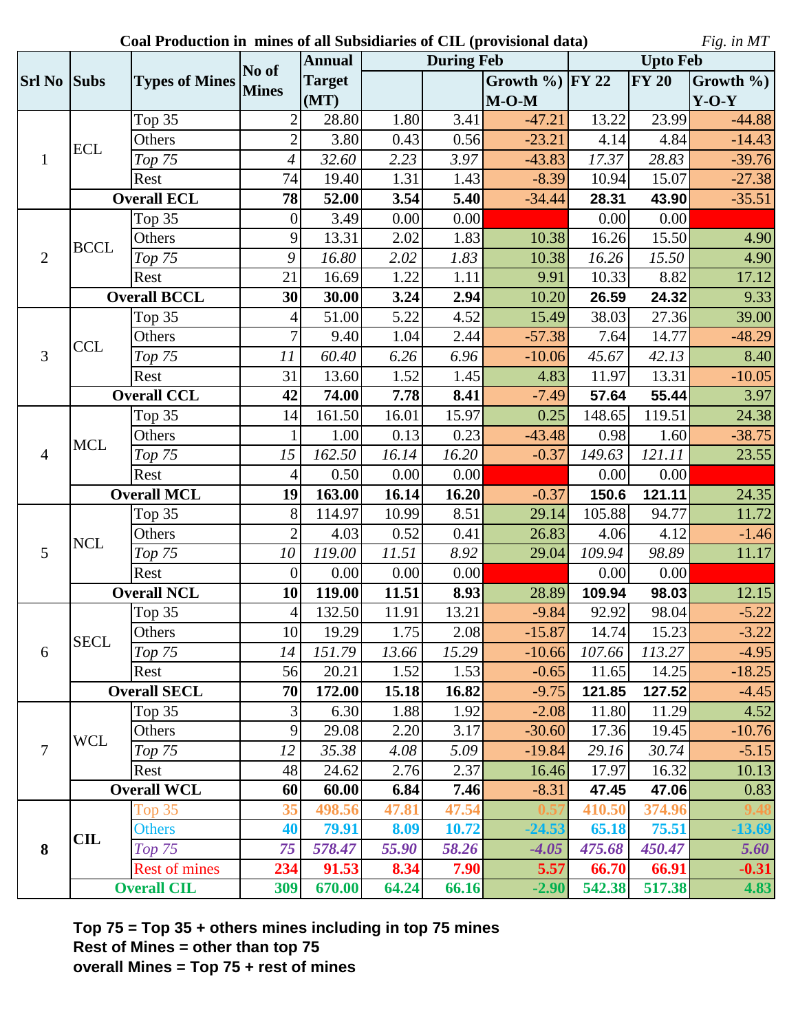**Coal Production in mines of all Subsidiaries of CIL (provisional data)** *Fig. in MT*

| Srl No | Subs | Types of Mines | No of Mines | Annual Target (MT) | During Feb | | | Upto Feb | | |
|---|---|---|---|---|---|---|---|---|---|---|
| | | | | | | | Growth %) M-O-M | FY 22 | FY 20 | Growth %) Y-O-Y |
| 1 | ECL | Top 35 | 2 | 28.80 | 1.80 | 3.41 | -47.21 | 13.22 | 23.99 | -44.88 |
| | | Others | 2 | 3.80 | 0.43 | 0.56 | -23.21 | 4.14 | 4.84 | -14.43 |
| | | *Top 75* | *4* | *32.60* | *2.23* | *3.97* | -43.83 | *17.37* | *28.83* | -39.76 |
| | | Rest | 74 | 19.40 | 1.31 | 1.43 | -8.39 | 10.94 | 15.07 | -27.38 |
| | **Overall ECL** | | **78** | **52.00** | **3.54** | **5.40** | -34.44 | **28.31** | **43.90** | -35.51 |
| 2 | BCCL | Top 35 | 0 | 3.49 | 0.00 | 0.00 | | 0.00 | 0.00 | |
| | | Others | 9 | 13.31 | 2.02 | 1.83 | 10.38 | 16.26 | 15.50 | 4.90 |
| | | *Top 75* | *9* | *16.80* | *2.02* | *1.83* | 10.38 | *16.26* | *15.50* | 4.90 |
| | | Rest | 21 | 16.69 | 1.22 | 1.11 | 9.91 | 10.33 | 8.82 | 17.12 |
| | **Overall BCCL** | | **30** | **30.00** | **3.24** | **2.94** | 10.20 | **26.59** | **24.32** | 9.33 |
| 3 | CCL | Top 35 | 4 | 51.00 | 5.22 | 4.52 | 15.49 | 38.03 | 27.36 | 39.00 |
| | | Others | 7 | 9.40 | 1.04 | 2.44 | -57.38 | 7.64 | 14.77 | -48.29 |
| | | *Top 75* | *11* | *60.40* | *6.26* | *6.96* | -10.06 | *45.67* | *42.13* | 8.40 |
| | | Rest | 31 | 13.60 | 1.52 | 1.45 | 4.83 | 11.97 | 13.31 | -10.05 |
| | **Overall CCL** | | **42** | **74.00** | **7.78** | **8.41** | -7.49 | **57.64** | **55.44** | 3.97 |
| 4 | MCL | Top 35 | 14 | 161.50 | 16.01 | 15.97 | 0.25 | 148.65 | 119.51 | 24.38 |
| | | Others | 1 | 1.00 | 0.13 | 0.23 | -43.48 | 0.98 | 1.60 | -38.75 |
| | | *Top 75* | *15* | *162.50* | *16.14* | *16.20* | -0.37 | *149.63* | *121.11* | 23.55 |
| | | Rest | 4 | 0.50 | 0.00 | 0.00 | | 0.00 | 0.00 | |
| | **Overall MCL** | | **19** | **163.00** | **16.14** | **16.20** | -0.37 | **150.6** | **121.11** | 24.35 |
| 5 | NCL | Top 35 | 8 | 114.97 | 10.99 | 8.51 | 29.14 | 105.88 | 94.77 | 11.72 |
| | | Others | 2 | 4.03 | 0.52 | 0.41 | 26.83 | 4.06 | 4.12 | -1.46 |
| | | *Top 75* | *10* | *119.00* | *11.51* | *8.92* | 29.04 | *109.94* | *98.89* | 11.17 |
| | | Rest | 0 | 0.00 | 0.00 | 0.00 | | 0.00 | 0.00 | |
| | **Overall NCL** | | **10** | **119.00** | **11.51** | **8.93** | 28.89 | **109.94** | **98.03** | 12.15 |
| 6 | SECL | Top 35 | 4 | 132.50 | 11.91 | 13.21 | -9.84 | 92.92 | 98.04 | -5.22 |
| | | Others | 10 | 19.29 | 1.75 | 2.08 | -15.87 | 14.74 | 15.23 | -3.22 |
| | | *Top 75* | *14* | *151.79* | *13.66* | *15.29* | -10.66 | *107.66* | *113.27* | -4.95 |
| | | Rest | 56 | 20.21 | 1.52 | 1.53 | -0.65 | 11.65 | 14.25 | -18.25 |
| | **Overall SECL** | | **70** | **172.00** | **15.18** | **16.82** | -9.75 | **121.85** | **127.52** | -4.45 |
| 7 | WCL | Top 35 | 3 | 6.30 | 1.88 | 1.92 | -2.08 | 11.80 | 11.29 | 4.52 |
| | | Others | 9 | 29.08 | 2.20 | 3.17 | -30.60 | 17.36 | 19.45 | -10.76 |
| | | *Top 75* | *12* | *35.38* | *4.08* | *5.09* | -19.84 | *29.16* | *30.74* | -5.15 |
| | | Rest | 48 | 24.62 | 2.76 | 2.37 | 16.46 | 17.97 | 16.32 | 10.13 |
| | **Overall WCL** | | **60** | **60.00** | **6.84** | **7.46** | -8.31 | **47.45** | **47.06** | 0.83 |
| **8** | **CIL** | Top 35 | **35** | **498.56** | **47.81** | **47.54** | **0.57** | **410.50** | **374.96** | **9.48** |
| | | Others | **40** | **79.91** | **8.09** | **10.72** | **-24.53** | **65.18** | **75.51** | **-13.69** |
| | | *Top 75* | ***75*** | ***578.47*** | ***55.90*** | ***58.26*** | ***-4.05*** | ***475.68*** | ***450.47*** | ***5.60*** |
| | | Rest of mines | **234** | **91.53** | **8.34** | **7.90** | **5.57** | **66.70** | **66.91** | **-0.31** |
| | **Overall CIL** | | **309** | **670.00** | **64.24** | **66.16** | **-2.90** | **542.38** | **517.38** | **4.83** |

**Top 75 = Top 35 + others mines including in top 75 mines**
**Rest of Mines = other than top 75**
**overall Mines = Top 75 + rest of mines**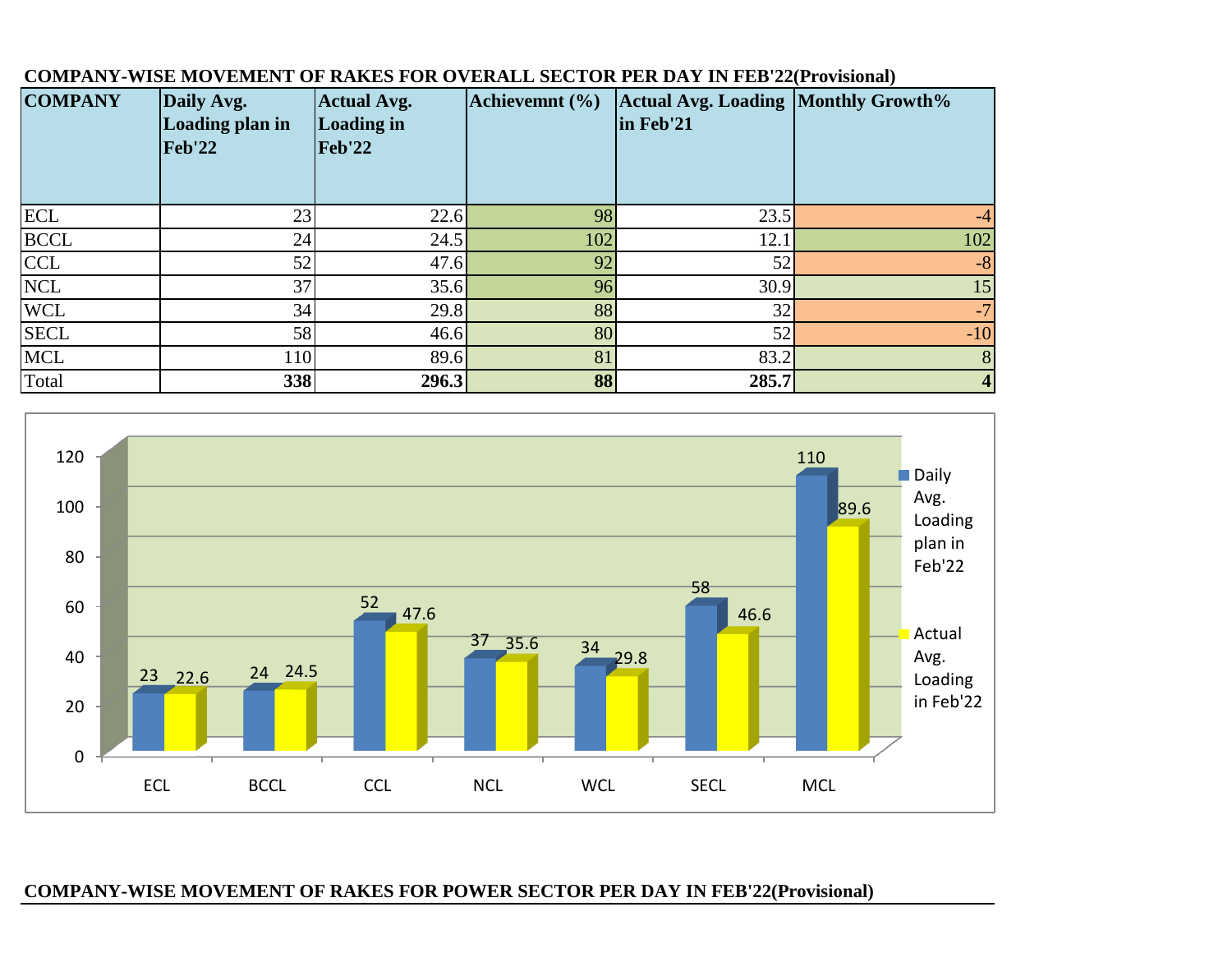**COMPANY-WISE MOVEMENT OF RAKES FOR OVERALL SECTOR PER DAY IN FEB'22(Provisional)**

| COMPANY | Daily Avg. Loading plan in Feb'22 | Actual Avg. Loading in Feb'22 | Achievemnt (%) | Actual Avg. Loading in Feb'21 | Monthly Growth% |
|---|---|---|---|---|---|
| ECL | 23 | 22.6 | 98 | 23.5 | -4 |
| BCCL | 24 | 24.5 | 102 | 12.1 | 102 |
| CCL | 52 | 47.6 | 92 | 52 | -8 |
| NCL | 37 | 35.6 | 96 | 30.9 | 15 |
| WCL | 34 | 29.8 | 88 | 32 | -7 |
| SECL | 58 | 46.6 | 80 | 52 | -10 |
| MCL | 110 | 89.6 | 81 | 83.2 | 8 |
| Total | **338** | **296.3** | **88** | **285.7** | **4** |

**COMPANY-WISE MOVEMENT OF RAKES FOR POWER SECTOR PER DAY IN FEB'22(Provisional)**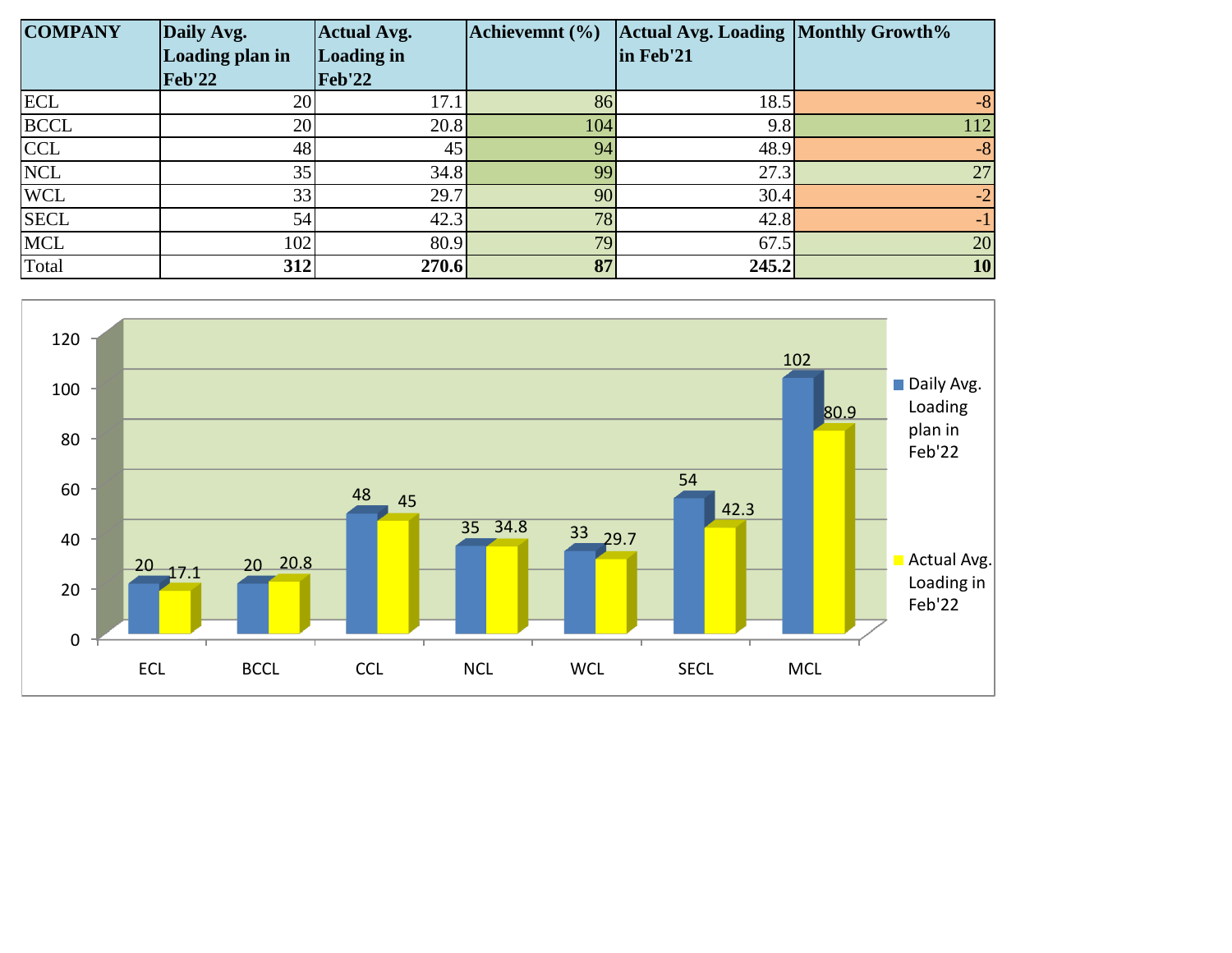| COMPANY | Daily Avg. Loading plan in Feb'22 | Actual Avg. Loading in Feb'22 | Achievemnt (%) | Actual Avg. Loading in Feb'21 | Monthly Growth% |
|---|---|---|---|---|---|
| ECL | 20 | 17.1 | 86 | 18.5 | -8 |
| BCCL | 20 | 20.8 | 104 | 9.8 | 112 |
| CCL | 48 | 45 | 94 | 48.9 | -8 |
| NCL | 35 | 34.8 | 99 | 27.3 | 27 |
| WCL | 33 | 29.7 | 90 | 30.4 | -2 |
| SECL | 54 | 42.3 | 78 | 42.8 | -1 |
| MCL | 102 | 80.9 | 79 | 67.5 | 20 |
| Total | **312** | **270.6** | **87** | **245.2** | **10** |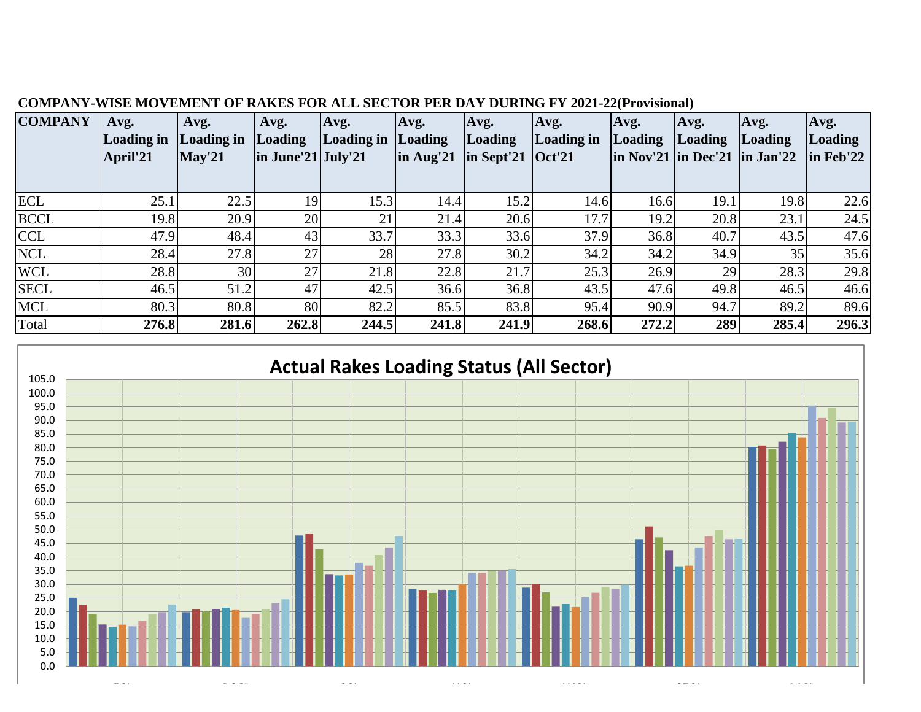**COMPANY-WISE MOVEMENT OF RAKES FOR ALL SECTOR PER DAY DURING FY 2021-22(Provisional)**

| COMPANY | Avg. Loading in April'21 | Avg. Loading in May'21 | Avg. Loading in June'21 | Avg. Loading in July'21 | Avg. Loading in Aug'21 | Avg. Loading in Sept'21 | Avg. Loading in Oct'21 | Avg. Loading in Nov'21 | Avg. Loading in Dec'21 | Avg. Loading in Jan'22 | Avg. Loading in Feb'22 |
|---|---|---|---|---|---|---|---|---|---|---|---|
| ECL | 25.1 | 22.5 | 19 | 15.3 | 14.4 | 15.2 | 14.6 | 16.6 | 19.1 | 19.8 | 22.6 |
| BCCL | 19.8 | 20.9 | 20 | 21 | 21.4 | 20.6 | 17.7 | 19.2 | 20.8 | 23.1 | 24.5 |
| CCL | 47.9 | 48.4 | 43 | 33.7 | 33.3 | 33.6 | 37.9 | 36.8 | 40.7 | 43.5 | 47.6 |
| NCL | 28.4 | 27.8 | 27 | 28 | 27.8 | 30.2 | 34.2 | 34.2 | 34.9 | 35 | 35.6 |
| WCL | 28.8 | 30 | 27 | 21.8 | 22.8 | 21.7 | 25.3 | 26.9 | 29 | 28.3 | 29.8 |
| SECL | 46.5 | 51.2 | 47 | 42.5 | 36.6 | 36.8 | 43.5 | 47.6 | 49.8 | 46.5 | 46.6 |
| MCL | 80.3 | 80.8 | 80 | 82.2 | 85.5 | 83.8 | 95.4 | 90.9 | 94.7 | 89.2 | 89.6 |
| Total | **276.8** | **281.6** | **262.8** | **244.5** | **241.8** | **241.9** | **268.6** | **272.2** | **289** | **285.4** | **296.3** |

**Actual Rakes Loading Status (All Sector)**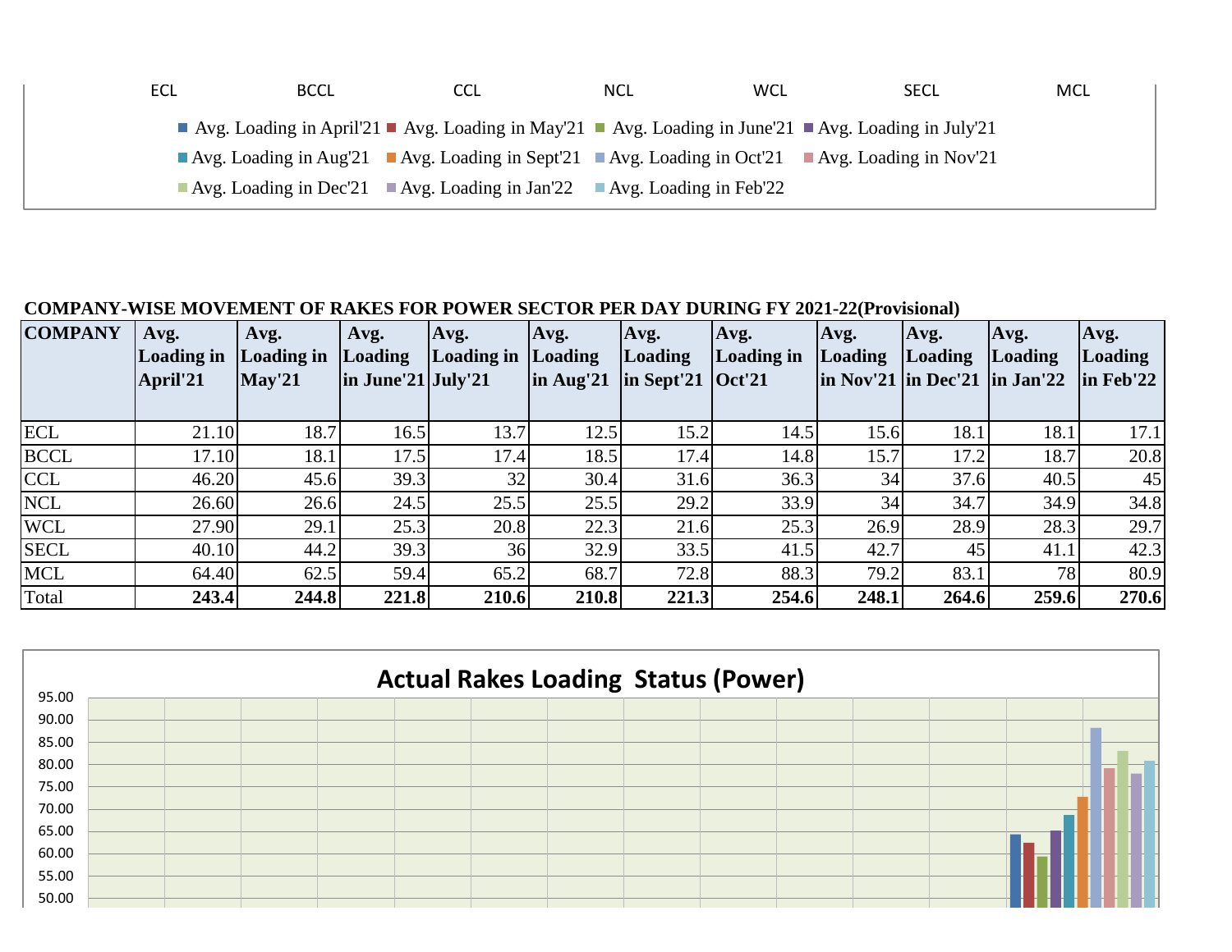ECL BCCL CCL NCL WCL SECL MCL

■ Avg. Loading in April'21 ■ Avg. Loading in May'21 ■ Avg. Loading in June'21 ■ Avg. Loading in July'21
■ Avg. Loading in Aug'21 ■ Avg. Loading in Sept'21 ■ Avg. Loading in Oct'21 ■ Avg. Loading in Nov'21
■ Avg. Loading in Dec'21 ■ Avg. Loading in Jan'22 ■ Avg. Loading in Feb'22

**COMPANY-WISE MOVEMENT OF RAKES FOR POWER SECTOR PER DAY DURING FY 2021-22(Provisional)**

| COMPANY | Avg. Loading in April'21 | Avg. Loading in May'21 | Avg. Loading in June'21 | Avg. Loading in July'21 | Avg. Loading in Aug'21 | Avg. Loading in Sept'21 | Avg. Loading in Oct'21 | Avg. Loading in Nov'21 | Avg. Loading in Dec'21 | Avg. Loading in Jan'22 | Avg. Loading in Feb'22 |
|---|---|---|---|---|---|---|---|---|---|---|---|
| ECL | 21.10 | 18.7 | 16.5 | 13.7 | 12.5 | 15.2 | 14.5 | 15.6 | 18.1 | 18.1 | 17.1 |
| BCCL | 17.10 | 18.1 | 17.5 | 17.4 | 18.5 | 17.4 | 14.8 | 15.7 | 17.2 | 18.7 | 20.8 |
| CCL | 46.20 | 45.6 | 39.3 | 32 | 30.4 | 31.6 | 36.3 | 34 | 37.6 | 40.5 | 45 |
| NCL | 26.60 | 26.6 | 24.5 | 25.5 | 25.5 | 29.2 | 33.9 | 34 | 34.7 | 34.9 | 34.8 |
| WCL | 27.90 | 29.1 | 25.3 | 20.8 | 22.3 | 21.6 | 25.3 | 26.9 | 28.9 | 28.3 | 29.7 |
| SECL | 40.10 | 44.2 | 39.3 | 36 | 32.9 | 33.5 | 41.5 | 42.7 | 45 | 41.1 | 42.3 |
| MCL | 64.40 | 62.5 | 59.4 | 65.2 | 68.7 | 72.8 | 88.3 | 79.2 | 83.1 | 78 | 80.9 |
| Total | **243.4** | **244.8** | **221.8** | **210.6** | **210.8** | **221.3** | **254.6** | **248.1** | **264.6** | **259.6** | **270.6** |

**Actual Rakes Loading Status (Power)**

95.00
90.00
85.00
80.00
75.00
70.00
65.00
60.00
55.00
50.00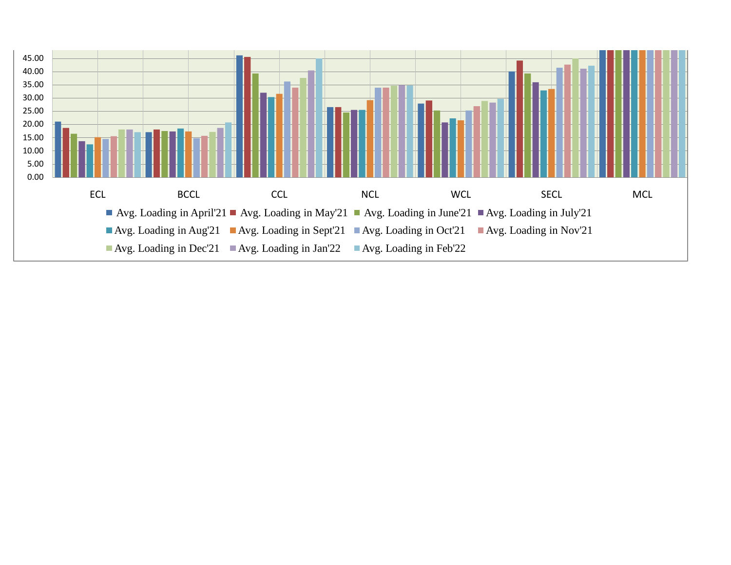45.00
40.00
35.00
30.00
25.00
20.00
15.00
10.00
5.00
0.00

ECL BCCL CCL NCL WCL SECL MCL

Avg. Loading in April'21 Avg. Loading in May'21 Avg. Loading in June'21 Avg. Loading in July'21
Avg. Loading in Aug'21 Avg. Loading in Sept'21 Avg. Loading in Oct'21 Avg. Loading in Nov'21
Avg. Loading in Dec'21 Avg. Loading in Jan'22 Avg. Loading in Feb'22